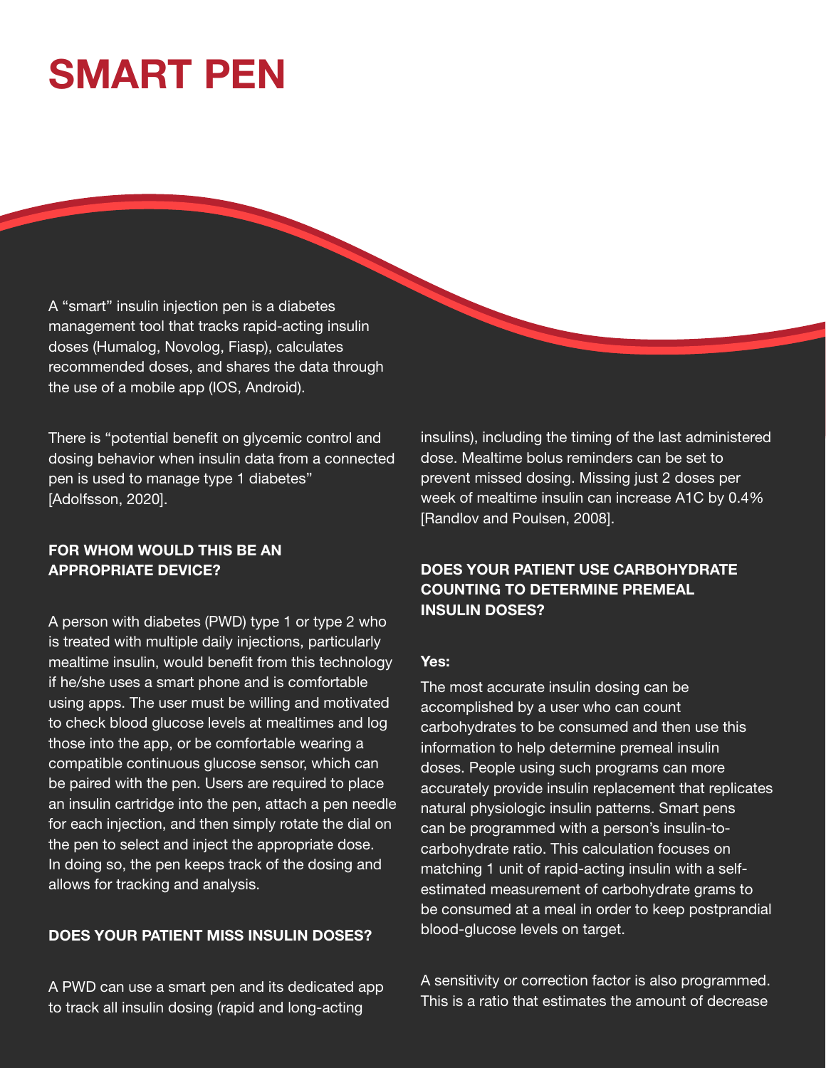# SMART PEN

A "smart" insulin injection pen is a diabetes management tool that tracks rapid-acting insulin doses (Humalog, Novolog, Fiasp), calculates recommended doses, and shares the data through the use of a mobile app (IOS, Android).

There is "potential benefit on glycemic control and dosing behavior when insulin data from a connected pen is used to manage type 1 diabetes" [Adolfsson, 2020].

### FOR WHOM WOULD THIS BE AN APPROPRIATE DEVICE?

A person with diabetes (PWD) type 1 or type 2 who is treated with multiple daily injections, particularly mealtime insulin, would benefit from this technology if he/she uses a smart phone and is comfortable using apps. The user must be willing and motivated to check blood glucose levels at mealtimes and log those into the app, or be comfortable wearing a compatible continuous glucose sensor, which can be paired with the pen. Users are required to place an insulin cartridge into the pen, attach a pen needle for each injection, and then simply rotate the dial on the pen to select and inject the appropriate dose. In doing so, the pen keeps track of the dosing and allows for tracking and analysis.

### DOES YOUR PATIENT MISS INSULIN DOSES?

A PWD can use a smart pen and its dedicated app to track all insulin dosing (rapid and long-acting insulins), including the timing of the last administered dose. Mealtime bolus reminders can be set to prevent missed dosing. Missing just 2 doses per week of mealtime insulin can increase A1C by 0.4% [Randlov and Poulsen, 2008].

### DOES YOUR PATIENT USE CARBOHYDRATE COUNTING TO DETERMINE PREMEAL INSULIN DOSES?

**Yes:**

The most accurate insulin dosing can be accomplished by a user who can count carbohydrates to be consumed and then use this information to help determine premeal insulin doses. People using such programs can more accurately provide insulin replacement that replicates natural physiologic insulin patterns. Smart pens can be programmed with a person's insulin-to-carbohydrate ratio. This calculation focuses on matching 1 unit of rapid-acting insulin with a self-estimated measurement of carbohydrate grams to be consumed at a meal in order to keep postprandial blood-glucose levels on target.

A sensitivity or correction factor is also programmed. This is a ratio that estimates the amount of decrease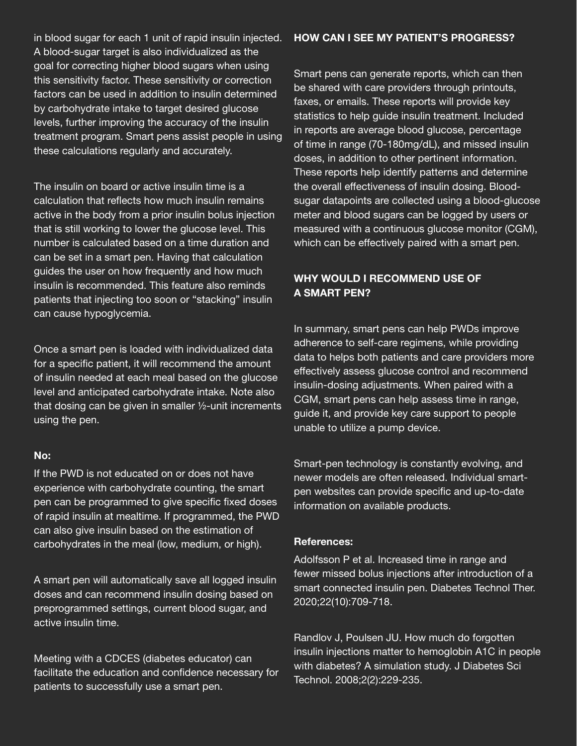in blood sugar for each 1 unit of rapid insulin injected. A blood-sugar target is also individualized as the goal for correcting higher blood sugars when using this sensitivity factor. These sensitivity or correction factors can be used in addition to insulin determined by carbohydrate intake to target desired glucose levels, further improving the accuracy of the insulin treatment program. Smart pens assist people in using these calculations regularly and accurately.

The insulin on board or active insulin time is a calculation that reflects how much insulin remains active in the body from a prior insulin bolus injection that is still working to lower the glucose level. This number is calculated based on a time duration and can be set in a smart pen. Having that calculation guides the user on how frequently and how much insulin is recommended. This feature also reminds patients that injecting too soon or "stacking" insulin can cause hypoglycemia.

Once a smart pen is loaded with individualized data for a specific patient, it will recommend the amount of insulin needed at each meal based on the glucose level and anticipated carbohydrate intake. Note also that dosing can be given in smaller ½-unit increments using the pen.

**No:**

If the PWD is not educated on or does not have experience with carbohydrate counting, the smart pen can be programmed to give specific fixed doses of rapid insulin at mealtime. If programmed, the PWD can also give insulin based on the estimation of carbohydrates in the meal (low, medium, or high).

A smart pen will automatically save all logged insulin doses and can recommend insulin dosing based on preprogrammed settings, current blood sugar, and active insulin time.

Meeting with a CDCES (diabetes educator) can facilitate the education and confidence necessary for patients to successfully use a smart pen.

**HOW CAN I SEE MY PATIENT'S PROGRESS?**

Smart pens can generate reports, which can then be shared with care providers through printouts, faxes, or emails. These reports will provide key statistics to help guide insulin treatment. Included in reports are average blood glucose, percentage of time in range (70-180mg/dL), and missed insulin doses, in addition to other pertinent information. These reports help identify patterns and determine the overall effectiveness of insulin dosing. Blood-sugar datapoints are collected using a blood-glucose meter and blood sugars can be logged by users or measured with a continuous glucose monitor (CGM), which can be effectively paired with a smart pen.

**WHY WOULD I RECOMMEND USE OF A SMART PEN?**

In summary, smart pens can help PWDs improve adherence to self-care regimens, while providing data to helps both patients and care providers more effectively assess glucose control and recommend insulin-dosing adjustments. When paired with a CGM, smart pens can help assess time in range, guide it, and provide key care support to people unable to utilize a pump device.

Smart-pen technology is constantly evolving, and newer models are often released. Individual smart-pen websites can provide specific and up-to-date information on available products.

**References:**

Adolfsson P et al. Increased time in range and fewer missed bolus injections after introduction of a smart connected insulin pen. Diabetes Technol Ther. 2020;22(10):709-718.

Randlov J, Poulsen JU. How much do forgotten insulin injections matter to hemoglobin A1C in people with diabetes? A simulation study. J Diabetes Sci Technol. 2008;2(2):229-235.